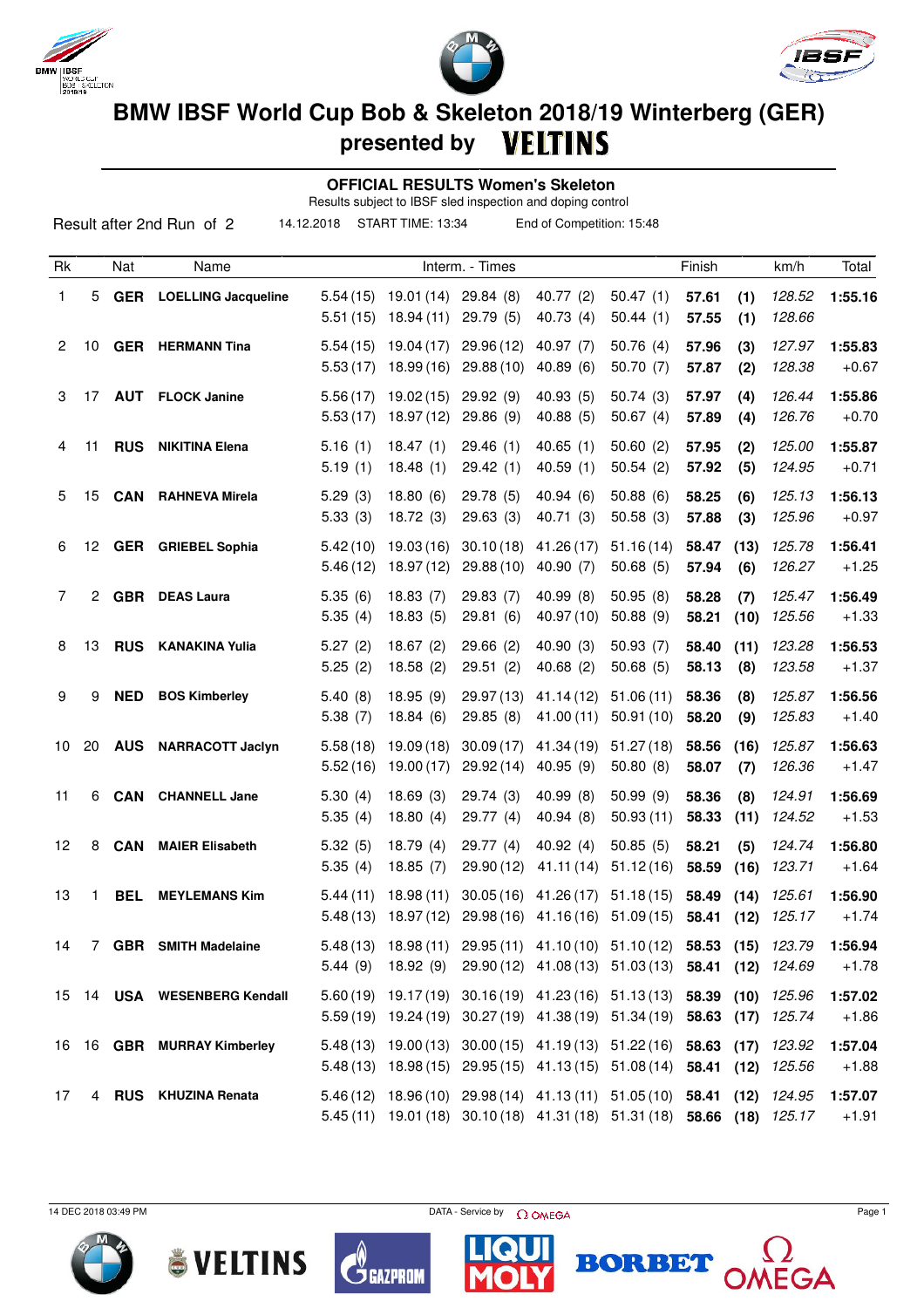# BMW IBSF World Cup Bob & Skeleton 2018/19 Winterberg (GER)

## presented by VELTINS

### OFFICIAL RESULTS Women's Skeleton

Results subject to IBSF sled inspection and doping control

Result after 2nd Run of 2 — 14.12.2018 — START TIME: 13:34 — End of Competition: 15:48

| Rk | | Nat | Name | Interm. - Times | | | | | Finish | | km/h | Total |
|---|---|---|---|---|---|---|---|---|---|---|---|---|
| 1 | 5 | **GER** | **LOELLING Jacqueline** | 5.54 (15) | 19.01 (14) | 29.84 (8) | 40.77 (2) | 50.47 (1) | **57.61** | **(1)** | *128.52* | **1:55.16** |
| | | | | 5.51 (15) | 18.94 (11) | 29.79 (5) | 40.73 (4) | 50.44 (1) | **57.55** | **(1)** | *128.66* | |
| 2 | 10 | **GER** | **HERMANN Tina** | 5.54 (15) | 19.04 (17) | 29.96 (12) | 40.97 (7) | 50.76 (4) | **57.96** | **(3)** | *127.97* | **1:55.83** |
| | | | | 5.53 (17) | 18.99 (16) | 29.88 (10) | 40.89 (6) | 50.70 (7) | **57.87** | **(2)** | *128.38* | +0.67 |
| 3 | 17 | **AUT** | **FLOCK Janine** | 5.56 (17) | 19.02 (15) | 29.92 (9) | 40.93 (5) | 50.74 (3) | **57.97** | **(4)** | *126.44* | **1:55.86** |
| | | | | 5.53 (17) | 18.97 (12) | 29.86 (9) | 40.88 (5) | 50.67 (4) | **57.89** | **(4)** | *126.76* | +0.70 |
| 4 | 11 | **RUS** | **NIKITINA Elena** | 5.16 (1) | 18.47 (1) | 29.46 (1) | 40.65 (1) | 50.60 (2) | **57.95** | **(2)** | *125.00* | **1:55.87** |
| | | | | 5.19 (1) | 18.48 (1) | 29.42 (1) | 40.59 (1) | 50.54 (2) | **57.92** | **(5)** | *124.95* | +0.71 |
| 5 | 15 | **CAN** | **RAHNEVA Mirela** | 5.29 (3) | 18.80 (6) | 29.78 (5) | 40.94 (6) | 50.88 (6) | **58.25** | **(6)** | *125.13* | **1:56.13** |
| | | | | 5.33 (3) | 18.72 (3) | 29.63 (3) | 40.71 (3) | 50.58 (3) | **57.88** | **(3)** | *125.96* | +0.97 |
| 6 | 12 | **GER** | **GRIEBEL Sophia** | 5.42 (10) | 19.03 (16) | 30.10 (18) | 41.26 (17) | 51.16 (14) | **58.47** | **(13)** | *125.78* | **1:56.41** |
| | | | | 5.46 (12) | 18.97 (12) | 29.88 (10) | 40.90 (7) | 50.68 (5) | **57.94** | **(6)** | *126.27* | +1.25 |
| 7 | 2 | **GBR** | **DEAS Laura** | 5.35 (6) | 18.83 (7) | 29.83 (7) | 40.99 (8) | 50.95 (8) | **58.28** | **(7)** | *125.47* | **1:56.49** |
| | | | | 5.35 (4) | 18.83 (5) | 29.81 (6) | 40.97 (10) | 50.88 (9) | **58.21** | **(10)** | *125.56* | +1.33 |
| 8 | 13 | **RUS** | **KANAKINA Yulia** | 5.27 (2) | 18.67 (2) | 29.66 (2) | 40.90 (3) | 50.93 (7) | **58.40** | **(11)** | *123.28* | **1:56.53** |
| | | | | 5.25 (2) | 18.58 (2) | 29.51 (2) | 40.68 (2) | 50.68 (5) | **58.13** | **(8)** | *123.58* | +1.37 |
| 9 | 9 | **NED** | **BOS Kimberley** | 5.40 (8) | 18.95 (9) | 29.97 (13) | 41.14 (12) | 51.06 (11) | **58.36** | **(8)** | *125.87* | **1:56.56** |
| | | | | 5.38 (7) | 18.84 (6) | 29.85 (8) | 41.00 (11) | 50.91 (10) | **58.20** | **(9)** | *125.83* | +1.40 |
| 10 | 20 | **AUS** | **NARRACOTT Jaclyn** | 5.58 (18) | 19.09 (18) | 30.09 (17) | 41.34 (19) | 51.27 (18) | **58.56** | **(16)** | *125.87* | **1:56.63** |
| | | | | 5.52 (16) | 19.00 (17) | 29.92 (14) | 40.95 (9) | 50.80 (8) | **58.07** | **(7)** | *126.36* | +1.47 |
| 11 | 6 | **CAN** | **CHANNELL Jane** | 5.30 (4) | 18.69 (3) | 29.74 (3) | 40.99 (8) | 50.99 (9) | **58.36** | **(8)** | *124.91* | **1:56.69** |
| | | | | 5.35 (4) | 18.80 (4) | 29.77 (4) | 40.94 (8) | 50.93 (11) | **58.33** | **(11)** | *124.52* | +1.53 |
| 12 | 8 | **CAN** | **MAIER Elisabeth** | 5.32 (5) | 18.79 (4) | 29.77 (4) | 40.92 (4) | 50.85 (5) | **58.21** | **(5)** | *124.74* | **1:56.80** |
| | | | | 5.35 (4) | 18.85 (7) | 29.90 (12) | 41.11 (14) | 51.12 (16) | **58.59** | **(16)** | *123.71* | +1.64 |
| 13 | 1 | **BEL** | **MEYLEMANS Kim** | 5.44 (11) | 18.98 (11) | 30.05 (16) | 41.26 (17) | 51.18 (15) | **58.49** | **(14)** | *125.61* | **1:56.90** |
| | | | | 5.48 (13) | 18.97 (12) | 29.98 (16) | 41.16 (16) | 51.09 (15) | **58.41** | **(12)** | *125.17* | +1.74 |
| 14 | 7 | **GBR** | **SMITH Madelaine** | 5.48 (13) | 18.98 (11) | 29.95 (11) | 41.10 (10) | 51.10 (12) | **58.53** | **(15)** | *123.79* | **1:56.94** |
| | | | | 5.44 (9) | 18.92 (9) | 29.90 (12) | 41.08 (13) | 51.03 (13) | **58.41** | **(12)** | *124.69* | +1.78 |
| 15 | 14 | **USA** | **WESENBERG Kendall** | 5.60 (19) | 19.17 (19) | 30.16 (19) | 41.23 (16) | 51.13 (13) | **58.39** | **(10)** | *125.96* | **1:57.02** |
| | | | | 5.59 (19) | 19.24 (19) | 30.27 (19) | 41.38 (19) | 51.34 (19) | **58.63** | **(17)** | *125.74* | +1.86 |
| 16 | 16 | **GBR** | **MURRAY Kimberley** | 5.48 (13) | 19.00 (13) | 30.00 (15) | 41.19 (13) | 51.22 (16) | **58.63** | **(17)** | *123.92* | **1:57.04** |
| | | | | 5.48 (13) | 18.98 (15) | 29.95 (15) | 41.13 (15) | 51.08 (14) | **58.41** | **(12)** | *125.56* | +1.88 |
| 17 | 4 | **RUS** | **KHUZINA Renata** | 5.46 (12) | 18.96 (10) | 29.98 (14) | 41.13 (11) | 51.05 (10) | **58.41** | **(12)** | *124.95* | **1:57.07** |
| | | | | 5.45 (11) | 19.01 (18) | 30.10 (18) | 41.31 (18) | 51.31 (18) | **58.66** | **(18)** | *125.17* | +1.91 |

14 DEC 2018 03:49 PM — DATA - Service by OMEGA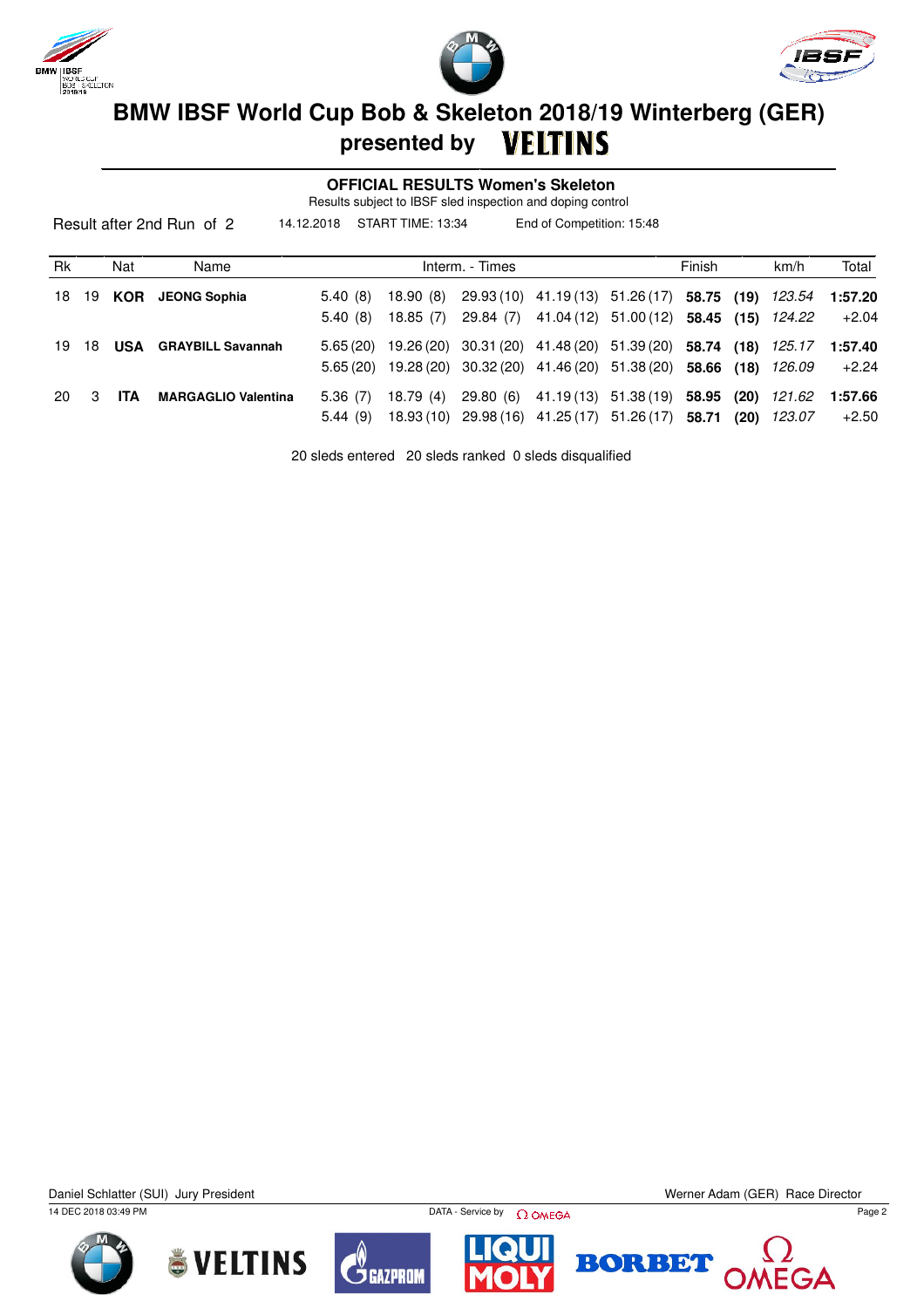# BMW IBSF World Cup Bob & Skeleton 2018/19 Winterberg (GER)

**presented by VELTINS**

**OFFICIAL RESULTS Women's Skeleton**

Results subject to IBSF sled inspection and doping control

Result after 2nd Run of 2 14.12.2018 START TIME: 13:34 End of Competition: 15:48

| Rk | | Nat | Name | Interm. - Times | | | | | Finish | | km/h | Total |
|---|---|---|---|---|---|---|---|---|---|---|---|---|
| 18 | 19 | **KOR** | **JEONG Sophia** | 5.40 (8) | 18.90 (8) | 29.93 (10) | 41.19 (13) | 51.26 (17) | **58.75** | **(19)** | *123.54* | **1:57.20** |
| | | | | 5.40 (8) | 18.85 (7) | 29.84 (7) | 41.04 (12) | 51.00 (12) | **58.45** | **(15)** | *124.22* | +2.04 |
| 19 | 18 | **USA** | **GRAYBILL Savannah** | 5.65 (20) | 19.26 (20) | 30.31 (20) | 41.48 (20) | 51.39 (20) | **58.74** | **(18)** | *125.17* | **1:57.40** |
| | | | | 5.65 (20) | 19.28 (20) | 30.32 (20) | 41.46 (20) | 51.38 (20) | **58.66** | **(18)** | *126.09* | +2.24 |
| 20 | 3 | **ITA** | **MARGAGLIO Valentina** | 5.36 (7) | 18.79 (4) | 29.80 (6) | 41.19 (13) | 51.38 (19) | **58.95** | **(20)** | *121.62* | **1:57.66** |
| | | | | 5.44 (9) | 18.93 (10) | 29.98 (16) | 41.25 (17) | 51.26 (17) | **58.71** | **(20)** | *123.07* | +2.50 |

20 sleds entered 20 sleds ranked 0 sleds disqualified

Daniel Schlatter (SUI) Jury President

Werner Adam (GER) Race Director

14 DEC 2018 03:49 PM

DATA - Service by OMEGA